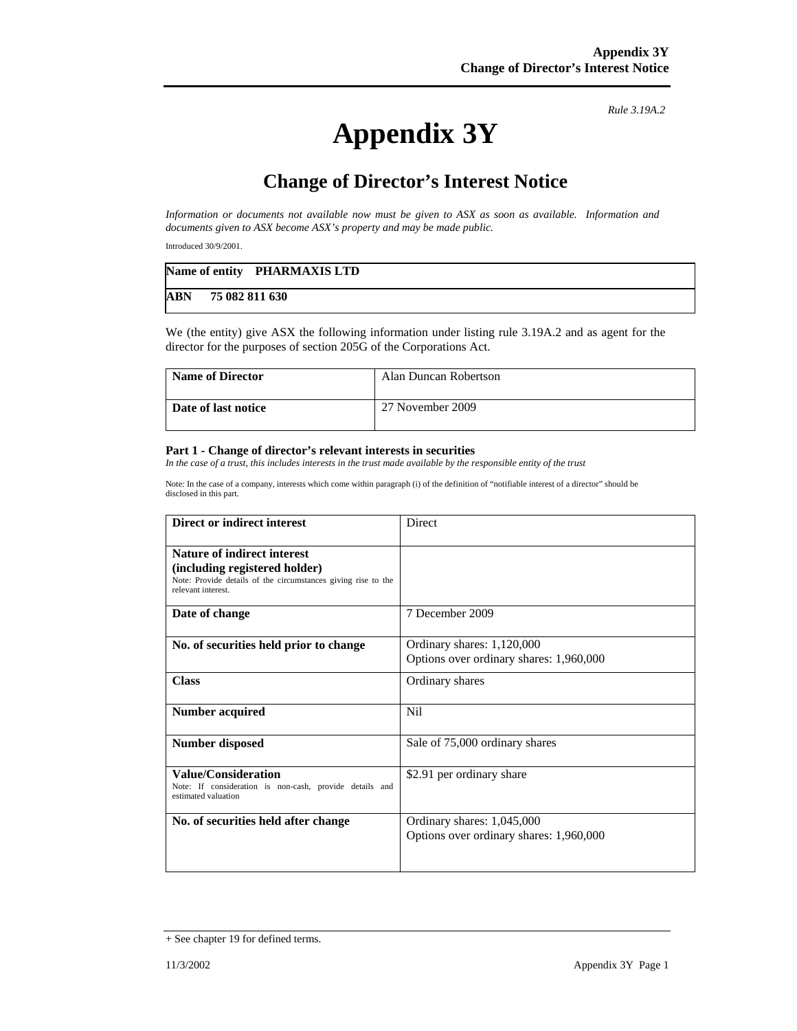*Rule 3.19A.2*

# Appendix 3Y

## Change of Director's Interest Notice

*Information or documents not available now must be given to ASX as soon as available. Information and documents given to ASX become ASX's property and may be made public.*

Introduced 30/9/2001.

| | |
|---|---|
| **Name of entity** | **PHARMAXIS LTD** |
| **ABN** | **75 082 811 630** |

We (the entity) give ASX the following information under listing rule 3.19A.2 and as agent for the director for the purposes of section 205G of the Corporations Act.

| | |
|---|---|
| **Name of Director** | Alan Duncan Robertson |
| **Date of last notice** | 27 November 2009 |

#### Part 1 - Change of director's relevant interests in securities

*In the case of a trust, this includes interests in the trust made available by the responsible entity of the trust*

Note: In the case of a company, interests which come within paragraph (i) of the definition of "notifiable interest of a director" should be disclosed in this part.

| | |
|---|---|
| **Direct or indirect interest** | Direct |
| **Nature of indirect interest (including registered holder)**<br>Note: Provide details of the circumstances giving rise to the relevant interest. | |
| **Date of change** | 7 December 2009 |
| **No. of securities held prior to change** | Ordinary shares: 1,120,000<br>Options over ordinary shares: 1,960,000 |
| **Class** | Ordinary shares |
| **Number acquired** | Nil |
| **Number disposed** | Sale of 75,000 ordinary shares |
| **Value/Consideration**<br>Note: If consideration is non-cash, provide details and estimated valuation | $2.91 per ordinary share |
| **No. of securities held after change** | Ordinary shares: 1,045,000<br>Options over ordinary shares: 1,960,000 |

+ See chapter 19 for defined terms.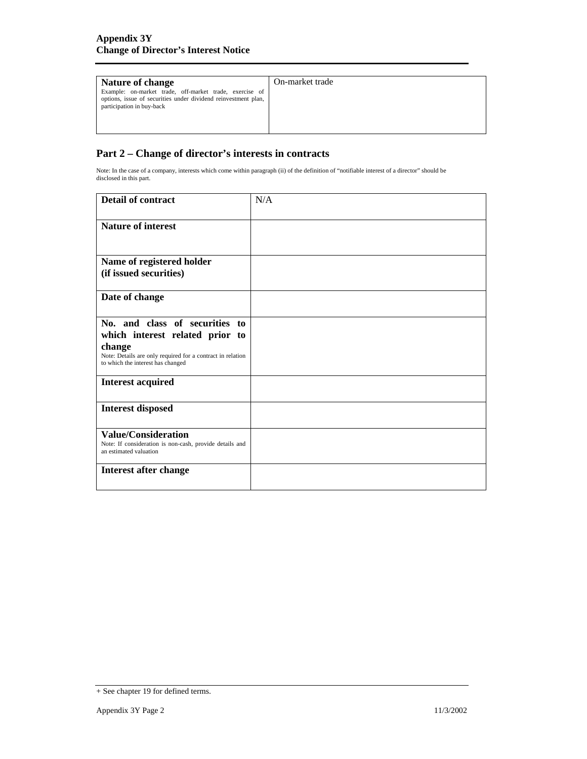| | |
|---|---|
| **Nature of change**<br>Example: on-market trade, off-market trade, exercise of options, issue of securities under dividend reinvestment plan, participation in buy-back | On-market trade |

## Part 2 – Change of director's interests in contracts

Note: In the case of a company, interests which come within paragraph (ii) of the definition of "notifiable interest of a director" should be disclosed in this part.

| | |
|---|---|
| **Detail of contract** | N/A |
| **Nature of interest** | |
| **Name of registered holder (if issued securities)** | |
| **Date of change** | |
| **No. and class of securities to which interest related prior to change**<br>Note: Details are only required for a contract in relation to which the interest has changed | |
| **Interest acquired** | |
| **Interest disposed** | |
| **Value/Consideration**<br>Note: If consideration is non-cash, provide details and an estimated valuation | |
| **Interest after change** | |

+ See chapter 19 for defined terms.